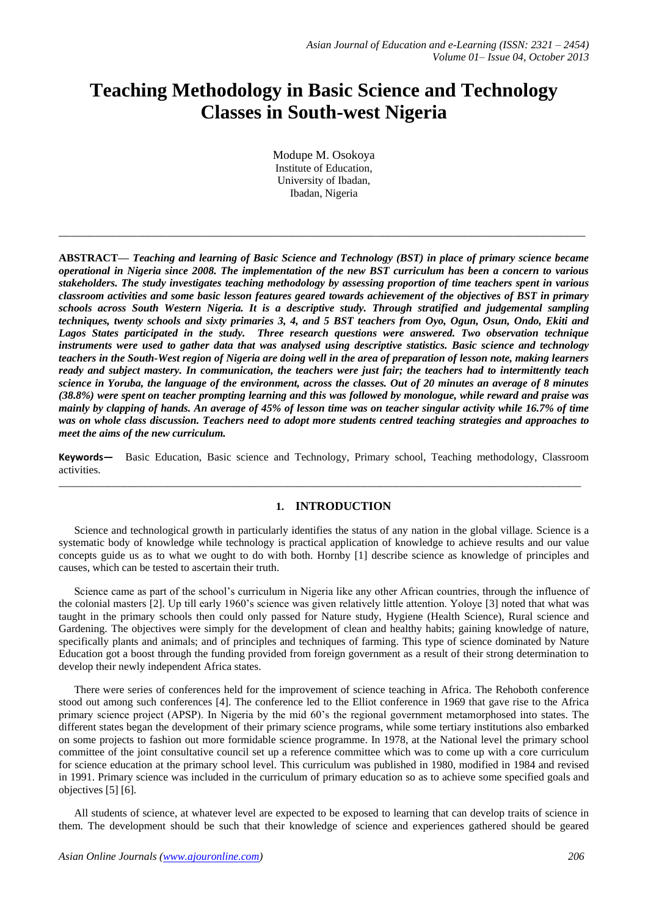# Teaching Methodology in Basic Science and Technology Classes in South-west Nigeria

Modupe M. Osokoya
Institute of Education,
University of Ibadan,
Ibadan, Nigeria

---

**ABSTRACT—** ***Teaching and learning of Basic Science and Technology (BST) in place of primary science became operational in Nigeria since 2008. The implementation of the new BST curriculum has been a concern to various stakeholders. The study investigates teaching methodology by assessing proportion of time teachers spent in various classroom activities and some basic lesson features geared towards achievement of the objectives of BST in primary schools across South Western Nigeria. It is a descriptive study. Through stratified and judgemental sampling techniques, twenty schools and sixty primaries 3, 4, and 5 BST teachers from Oyo, Ogun, Osun, Ondo, Ekiti and Lagos States participated in the study. Three research questions were answered. Two observation technique instruments were used to gather data that was analysed using descriptive statistics. Basic science and technology teachers in the South-West region of Nigeria are doing well in the area of preparation of lesson note, making learners ready and subject mastery. In communication, the teachers were just fair; the teachers had to intermittently teach science in Yoruba, the language of the environment, across the classes. Out of 20 minutes an average of 8 minutes (38.8%) were spent on teacher prompting learning and this was followed by monologue, while reward and praise was mainly by clapping of hands. An average of 45% of lesson time was on teacher singular activity while 16.7% of time was on whole class discussion. Teachers need to adopt more students centred teaching strategies and approaches to meet the aims of the new curriculum.***

**Keywords—** Basic Education, Basic science and Technology, Primary school, Teaching methodology, Classroom activities.

---

## 1. INTRODUCTION

Science and technological growth in particularly identifies the status of any nation in the global village. Science is a systematic body of knowledge while technology is practical application of knowledge to achieve results and our value concepts guide us as to what we ought to do with both. Hornby [1] describe science as knowledge of principles and causes, which can be tested to ascertain their truth.

Science came as part of the school's curriculum in Nigeria like any other African countries, through the influence of the colonial masters [2]. Up till early 1960's science was given relatively little attention. Yoloye [3] noted that what was taught in the primary schools then could only passed for Nature study, Hygiene (Health Science), Rural science and Gardening. The objectives were simply for the development of clean and healthy habits; gaining knowledge of nature, specifically plants and animals; and of principles and techniques of farming. This type of science dominated by Nature Education got a boost through the funding provided from foreign government as a result of their strong determination to develop their newly independent Africa states.

There were series of conferences held for the improvement of science teaching in Africa. The Rehoboth conference stood out among such conferences [4]. The conference led to the Elliot conference in 1969 that gave rise to the Africa primary science project (APSP). In Nigeria by the mid 60's the regional government metamorphosed into states. The different states began the development of their primary science programs, while some tertiary institutions also embarked on some projects to fashion out more formidable science programme. In 1978, at the National level the primary school committee of the joint consultative council set up a reference committee which was to come up with a core curriculum for science education at the primary school level. This curriculum was published in 1980, modified in 1984 and revised in 1991. Primary science was included in the curriculum of primary education so as to achieve some specified goals and objectives [5] [6].

All students of science, at whatever level are expected to be exposed to learning that can develop traits of science in them. The development should be such that their knowledge of science and experiences gathered should be geared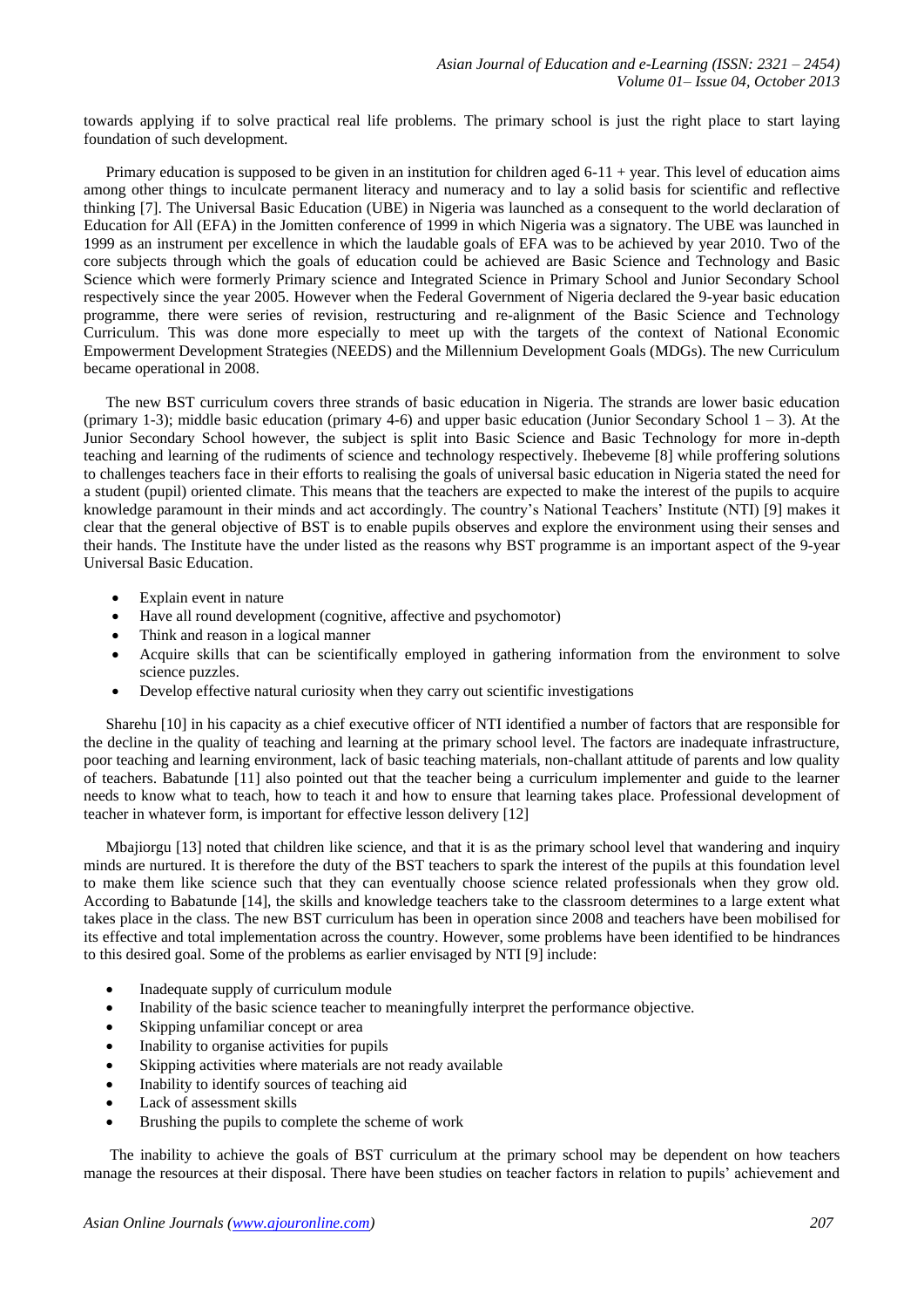towards applying if to solve practical real life problems. The primary school is just the right place to start laying foundation of such development.

Primary education is supposed to be given in an institution for children aged 6-11 + year. This level of education aims among other things to inculcate permanent literacy and numeracy and to lay a solid basis for scientific and reflective thinking [7]. The Universal Basic Education (UBE) in Nigeria was launched as a consequent to the world declaration of Education for All (EFA) in the Jomitten conference of 1999 in which Nigeria was a signatory. The UBE was launched in 1999 as an instrument per excellence in which the laudable goals of EFA was to be achieved by year 2010. Two of the core subjects through which the goals of education could be achieved are Basic Science and Technology and Basic Science which were formerly Primary science and Integrated Science in Primary School and Junior Secondary School respectively since the year 2005. However when the Federal Government of Nigeria declared the 9-year basic education programme, there were series of revision, restructuring and re-alignment of the Basic Science and Technology Curriculum. This was done more especially to meet up with the targets of the context of National Economic Empowerment Development Strategies (NEEDS) and the Millennium Development Goals (MDGs). The new Curriculum became operational in 2008.

The new BST curriculum covers three strands of basic education in Nigeria. The strands are lower basic education (primary 1-3); middle basic education (primary 4-6) and upper basic education (Junior Secondary School 1 – 3). At the Junior Secondary School however, the subject is split into Basic Science and Basic Technology for more in-depth teaching and learning of the rudiments of science and technology respectively. Ihebeveme [8] while proffering solutions to challenges teachers face in their efforts to realising the goals of universal basic education in Nigeria stated the need for a student (pupil) oriented climate. This means that the teachers are expected to make the interest of the pupils to acquire knowledge paramount in their minds and act accordingly. The country's National Teachers' Institute (NTI) [9] makes it clear that the general objective of BST is to enable pupils observes and explore the environment using their senses and their hands. The Institute have the under listed as the reasons why BST programme is an important aspect of the 9-year Universal Basic Education.

- Explain event in nature
- Have all round development (cognitive, affective and psychomotor)
- Think and reason in a logical manner
- Acquire skills that can be scientifically employed in gathering information from the environment to solve science puzzles.
- Develop effective natural curiosity when they carry out scientific investigations

Sharehu [10] in his capacity as a chief executive officer of NTI identified a number of factors that are responsible for the decline in the quality of teaching and learning at the primary school level. The factors are inadequate infrastructure, poor teaching and learning environment, lack of basic teaching materials, non-challant attitude of parents and low quality of teachers. Babatunde [11] also pointed out that the teacher being a curriculum implementer and guide to the learner needs to know what to teach, how to teach it and how to ensure that learning takes place. Professional development of teacher in whatever form, is important for effective lesson delivery [12]

Mbajiorgu [13] noted that children like science, and that it is as the primary school level that wandering and inquiry minds are nurtured. It is therefore the duty of the BST teachers to spark the interest of the pupils at this foundation level to make them like science such that they can eventually choose science related professionals when they grow old. According to Babatunde [14], the skills and knowledge teachers take to the classroom determines to a large extent what takes place in the class. The new BST curriculum has been in operation since 2008 and teachers have been mobilised for its effective and total implementation across the country. However, some problems have been identified to be hindrances to this desired goal. Some of the problems as earlier envisaged by NTI [9] include:

- Inadequate supply of curriculum module
- Inability of the basic science teacher to meaningfully interpret the performance objective.
- Skipping unfamiliar concept or area
- Inability to organise activities for pupils
- Skipping activities where materials are not ready available
- Inability to identify sources of teaching aid
- Lack of assessment skills
- Brushing the pupils to complete the scheme of work

The inability to achieve the goals of BST curriculum at the primary school may be dependent on how teachers manage the resources at their disposal. There have been studies on teacher factors in relation to pupils' achievement and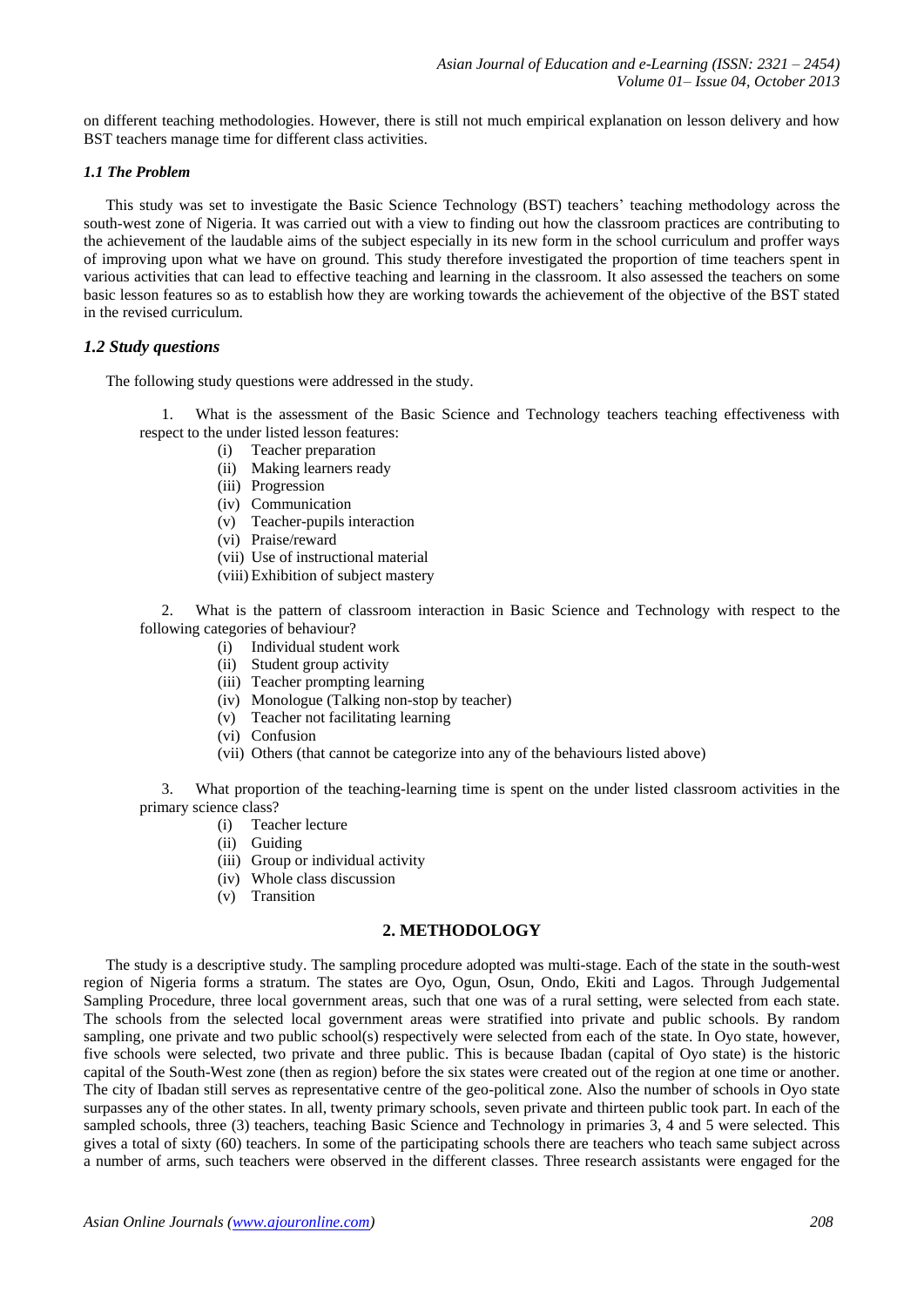on different teaching methodologies. However, there is still not much empirical explanation on lesson delivery and how BST teachers manage time for different class activities.

### *1.1 The Problem*

This study was set to investigate the Basic Science Technology (BST) teachers' teaching methodology across the south-west zone of Nigeria. It was carried out with a view to finding out how the classroom practices are contributing to the achievement of the laudable aims of the subject especially in its new form in the school curriculum and proffer ways of improving upon what we have on ground. This study therefore investigated the proportion of time teachers spent in various activities that can lead to effective teaching and learning in the classroom. It also assessed the teachers on some basic lesson features so as to establish how they are working towards the achievement of the objective of the BST stated in the revised curriculum.

### *1.2 Study questions*

The following study questions were addressed in the study.

1. What is the assessment of the Basic Science and Technology teachers teaching effectiveness with respect to the under listed lesson features:
   - (i) Teacher preparation
   - (ii) Making learners ready
   - (iii) Progression
   - (iv) Communication
   - (v) Teacher-pupils interaction
   - (vi) Praise/reward
   - (vii) Use of instructional material
   - (viii) Exhibition of subject mastery

2. What is the pattern of classroom interaction in Basic Science and Technology with respect to the following categories of behaviour?
   - (i) Individual student work
   - (ii) Student group activity
   - (iii) Teacher prompting learning
   - (iv) Monologue (Talking non-stop by teacher)
   - (v) Teacher not facilitating learning
   - (vi) Confusion
   - (vii) Others (that cannot be categorize into any of the behaviours listed above)

3. What proportion of the teaching-learning time is spent on the under listed classroom activities in the primary science class?
   - (i) Teacher lecture
   - (ii) Guiding
   - (iii) Group or individual activity
   - (iv) Whole class discussion
   - (v) Transition

## 2. METHODOLOGY

The study is a descriptive study. The sampling procedure adopted was multi-stage. Each of the state in the south-west region of Nigeria forms a stratum. The states are Oyo, Ogun, Osun, Ondo, Ekiti and Lagos. Through Judgemental Sampling Procedure, three local government areas, such that one was of a rural setting, were selected from each state. The schools from the selected local government areas were stratified into private and public schools. By random sampling, one private and two public school(s) respectively were selected from each of the state. In Oyo state, however, five schools were selected, two private and three public. This is because Ibadan (capital of Oyo state) is the historic capital of the South-West zone (then as region) before the six states were created out of the region at one time or another. The city of Ibadan still serves as representative centre of the geo-political zone. Also the number of schools in Oyo state surpasses any of the other states. In all, twenty primary schools, seven private and thirteen public took part. In each of the sampled schools, three (3) teachers, teaching Basic Science and Technology in primaries 3, 4 and 5 were selected. This gives a total of sixty (60) teachers. In some of the participating schools there are teachers who teach same subject across a number of arms, such teachers were observed in the different classes. Three research assistants were engaged for the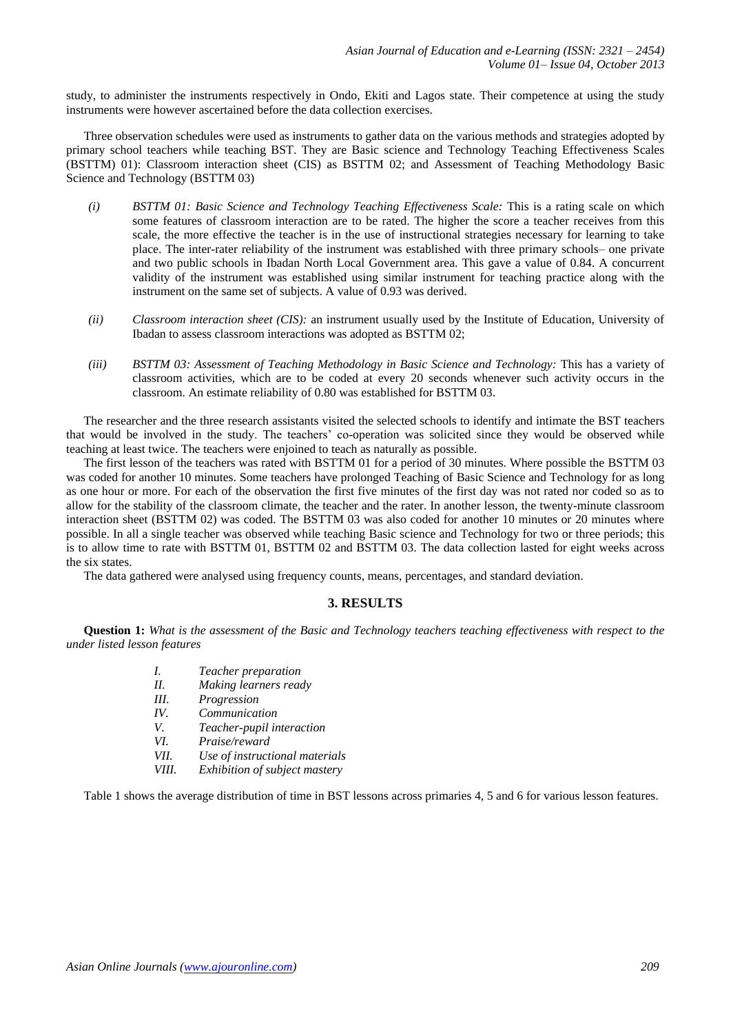study, to administer the instruments respectively in Ondo, Ekiti and Lagos state. Their competence at using the study instruments were however ascertained before the data collection exercises.

Three observation schedules were used as instruments to gather data on the various methods and strategies adopted by primary school teachers while teaching BST. They are Basic science and Technology Teaching Effectiveness Scales (BSTTM) 01): Classroom interaction sheet (CIS) as BSTTM 02; and Assessment of Teaching Methodology Basic Science and Technology (BSTTM 03)

*(i)* *BSTTM 01: Basic Science and Technology Teaching Effectiveness Scale:* This is a rating scale on which some features of classroom interaction are to be rated. The higher the score a teacher receives from this scale, the more effective the teacher is in the use of instructional strategies necessary for learning to take place. The inter-rater reliability of the instrument was established with three primary schools– one private and two public schools in Ibadan North Local Government area. This gave a value of 0.84. A concurrent validity of the instrument was established using similar instrument for teaching practice along with the instrument on the same set of subjects. A value of 0.93 was derived.

*(ii)* *Classroom interaction sheet (CIS):* an instrument usually used by the Institute of Education, University of Ibadan to assess classroom interactions was adopted as BSTTM 02;

*(iii)* *BSTTM 03: Assessment of Teaching Methodology in Basic Science and Technology:* This has a variety of classroom activities, which are to be coded at every 20 seconds whenever such activity occurs in the classroom. An estimate reliability of 0.80 was established for BSTTM 03.

The researcher and the three research assistants visited the selected schools to identify and intimate the BST teachers that would be involved in the study. The teachers' co-operation was solicited since they would be observed while teaching at least twice. The teachers were enjoined to teach as naturally as possible.

The first lesson of the teachers was rated with BSTTM 01 for a period of 30 minutes. Where possible the BSTTM 03 was coded for another 10 minutes. Some teachers have prolonged Teaching of Basic Science and Technology for as long as one hour or more. For each of the observation the first five minutes of the first day was not rated nor coded so as to allow for the stability of the classroom climate, the teacher and the rater. In another lesson, the twenty-minute classroom interaction sheet (BSTTM 02) was coded. The BSTTM 03 was also coded for another 10 minutes or 20 minutes where possible. In all a single teacher was observed while teaching Basic science and Technology for two or three periods; this is to allow time to rate with BSTTM 01, BSTTM 02 and BSTTM 03. The data collection lasted for eight weeks across the six states.

The data gathered were analysed using frequency counts, means, percentages, and standard deviation.

## 3. RESULTS

**Question 1:** *What is the assessment of the Basic and Technology teachers teaching effectiveness with respect to the under listed lesson features*

*I.* *Teacher preparation*
*II.* *Making learners ready*
*III.* *Progression*
*IV.* *Communication*
*V.* *Teacher-pupil interaction*
*VI.* *Praise/reward*
*VII.* *Use of instructional materials*
*VIII.* *Exhibition of subject mastery*

Table 1 shows the average distribution of time in BST lessons across primaries 4, 5 and 6 for various lesson features.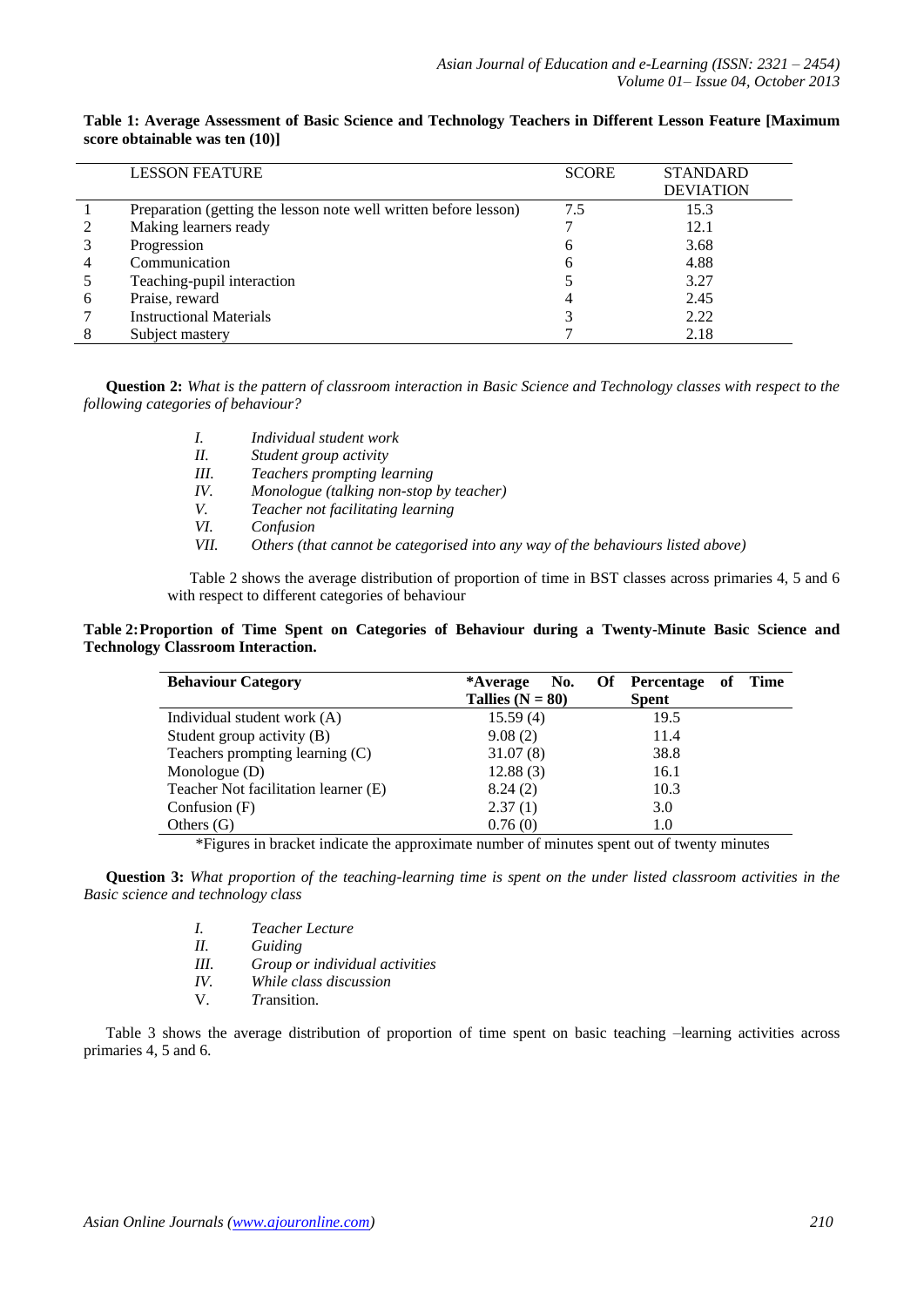**Table 1: Average Assessment of Basic Science and Technology Teachers in Different Lesson Feature [Maximum score obtainable was ten (10)]**

| | LESSON FEATURE | SCORE | STANDARD DEVIATION |
|---|---|---|---|
| 1 | Preparation (getting the lesson note well written before lesson) | 7.5 | 15.3 |
| 2 | Making learners ready | 7 | 12.1 |
| 3 | Progression | 6 | 3.68 |
| 4 | Communication | 6 | 4.88 |
| 5 | Teaching-pupil interaction | 5 | 3.27 |
| 6 | Praise, reward | 4 | 2.45 |
| 7 | Instructional Materials | 3 | 2.22 |
| 8 | Subject mastery | 7 | 2.18 |

**Question 2:** *What is the pattern of classroom interaction in Basic Science and Technology classes with respect to the following categories of behaviour?*

- *I. Individual student work*
- *II. Student group activity*
- *III. Teachers prompting learning*
- *IV. Monologue (talking non-stop by teacher)*
- *V. Teacher not facilitating learning*
- *VI. Confusion*
- *VII. Others (that cannot be categorised into any way of the behaviours listed above)*

Table 2 shows the average distribution of proportion of time in BST classes across primaries 4, 5 and 6 with respect to different categories of behaviour

**Table 2: Proportion of Time Spent on Categories of Behaviour during a Twenty-Minute Basic Science and Technology Classroom Interaction.**

| **Behaviour Category** | **\*Average No. Of Tallies (N = 80)** | **Percentage of Time Spent** |
|---|---|---|
| Individual student work (A) | 15.59 (4) | 19.5 |
| Student group activity (B) | 9.08 (2) | 11.4 |
| Teachers prompting learning (C) | 31.07 (8) | 38.8 |
| Monologue (D) | 12.88 (3) | 16.1 |
| Teacher Not facilitation learner (E) | 8.24 (2) | 10.3 |
| Confusion (F) | 2.37 (1) | 3.0 |
| Others (G) | 0.76 (0) | 1.0 |

\*Figures in bracket indicate the approximate number of minutes spent out of twenty minutes

**Question 3:** *What proportion of the teaching-learning time is spent on the under listed classroom activities in the Basic science and technology class*

- *I. Teacher Lecture*
- *II. Guiding*
- *III. Group or individual activities*
- *IV. While class discussion*
- V. *T*ransition.

Table 3 shows the average distribution of proportion of time spent on basic teaching –learning activities across primaries 4, 5 and 6.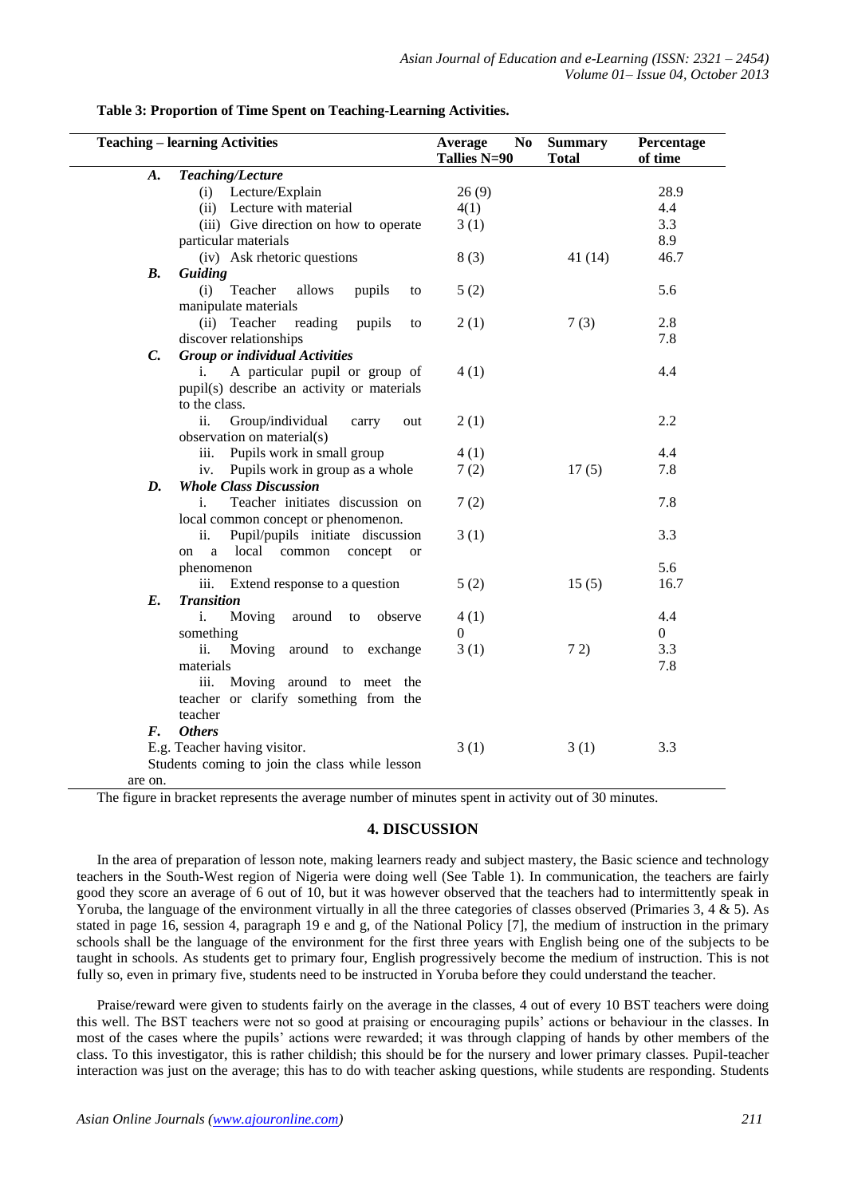**Table 3: Proportion of Time Spent on Teaching-Learning Activities.**

| Teaching – learning Activities | Average No Tallies N=90 | Summary Total | Percentage of time |
|---|---|---|---|
| ***A. Teaching/Lecture*** | | | |
| (i) Lecture/Explain | 26 (9) | | 28.9 |
| (ii) Lecture with material | 4(1) | | 4.4 |
| (iii) Give direction on how to operate particular materials | 3 (1) | | 3.3<br>8.9 |
| (iv) Ask rhetoric questions | 8 (3) | 41 (14) | 46.7 |
| ***B. Guiding*** | | | |
| (i) Teacher allows pupils to manipulate materials | 5 (2) | | 5.6 |
| (ii) Teacher reading pupils to discover relationships | 2 (1) | 7 (3) | 2.8<br>7.8 |
| ***C. Group or individual Activities*** | | | |
| i. A particular pupil or group of pupil(s) describe an activity or materials to the class. | 4 (1) | | 4.4 |
| ii. Group/individual carry out observation on material(s) | 2 (1) | | 2.2 |
| iii. Pupils work in small group | 4 (1) | | 4.4 |
| iv. Pupils work in group as a whole | 7 (2) | 17 (5) | 7.8 |
| ***D. Whole Class Discussion*** | | | |
| i. Teacher initiates discussion on local common concept or phenomenon. | 7 (2) | | 7.8 |
| ii. Pupil/pupils initiate discussion on a local common concept or phenomenon | 3 (1) | | 3.3<br>5.6 |
| iii. Extend response to a question | 5 (2) | 15 (5) | 16.7 |
| ***E. Transition*** | | | |
| i. Moving around to observe something | 4 (1)<br>0 | | 4.4<br>0 |
| ii. Moving around to exchange materials | 3 (1) | 7 2) | 3.3<br>7.8 |
| iii. Moving around to meet the teacher or clarify something from the teacher | | | |
| ***F. Others*** | | | |
| E.g. Teacher having visitor.<br>Students coming to join the class while lesson are on. | 3 (1) | 3 (1) | 3.3 |

The figure in bracket represents the average number of minutes spent in activity out of 30 minutes.

## 4. DISCUSSION

In the area of preparation of lesson note, making learners ready and subject mastery, the Basic science and technology teachers in the South-West region of Nigeria were doing well (See Table 1). In communication, the teachers are fairly good they score an average of 6 out of 10, but it was however observed that the teachers had to intermittently speak in Yoruba, the language of the environment virtually in all the three categories of classes observed (Primaries 3, 4 & 5). As stated in page 16, session 4, paragraph 19 e and g, of the National Policy [7], the medium of instruction in the primary schools shall be the language of the environment for the first three years with English being one of the subjects to be taught in schools. As students get to primary four, English progressively become the medium of instruction. This is not fully so, even in primary five, students need to be instructed in Yoruba before they could understand the teacher.

Praise/reward were given to students fairly on the average in the classes, 4 out of every 10 BST teachers were doing this well. The BST teachers were not so good at praising or encouraging pupils' actions or behaviour in the classes. In most of the cases where the pupils' actions were rewarded; it was through clapping of hands by other members of the class. To this investigator, this is rather childish; this should be for the nursery and lower primary classes. Pupil-teacher interaction was just on the average; this has to do with teacher asking questions, while students are responding. Students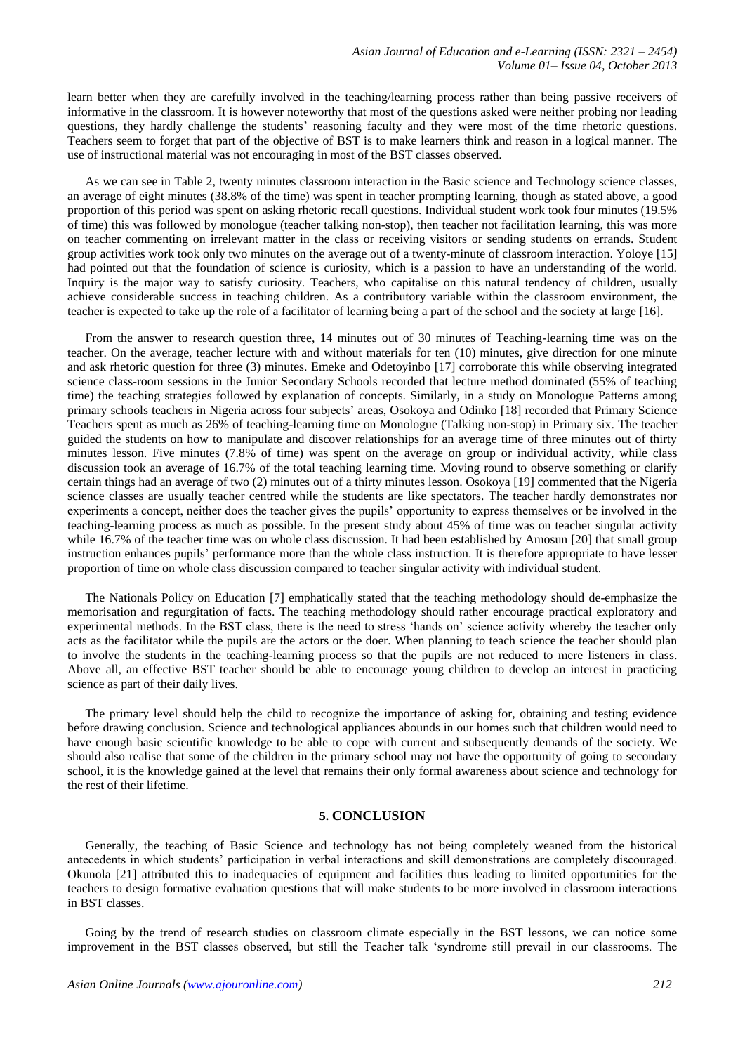learn better when they are carefully involved in the teaching/learning process rather than being passive receivers of informative in the classroom. It is however noteworthy that most of the questions asked were neither probing nor leading questions, they hardly challenge the students' reasoning faculty and they were most of the time rhetoric questions. Teachers seem to forget that part of the objective of BST is to make learners think and reason in a logical manner. The use of instructional material was not encouraging in most of the BST classes observed.

As we can see in Table 2, twenty minutes classroom interaction in the Basic science and Technology science classes, an average of eight minutes (38.8% of the time) was spent in teacher prompting learning, though as stated above, a good proportion of this period was spent on asking rhetoric recall questions. Individual student work took four minutes (19.5% of time) this was followed by monologue (teacher talking non-stop), then teacher not facilitation learning, this was more on teacher commenting on irrelevant matter in the class or receiving visitors or sending students on errands. Student group activities work took only two minutes on the average out of a twenty-minute of classroom interaction. Yoloye [15] had pointed out that the foundation of science is curiosity, which is a passion to have an understanding of the world. Inquiry is the major way to satisfy curiosity. Teachers, who capitalise on this natural tendency of children, usually achieve considerable success in teaching children. As a contributory variable within the classroom environment, the teacher is expected to take up the role of a facilitator of learning being a part of the school and the society at large [16].

From the answer to research question three, 14 minutes out of 30 minutes of Teaching-learning time was on the teacher. On the average, teacher lecture with and without materials for ten (10) minutes, give direction for one minute and ask rhetoric question for three (3) minutes. Emeke and Odetoyinbo [17] corroborate this while observing integrated science class-room sessions in the Junior Secondary Schools recorded that lecture method dominated (55% of teaching time) the teaching strategies followed by explanation of concepts. Similarly, in a study on Monologue Patterns among primary schools teachers in Nigeria across four subjects' areas, Osokoya and Odinko [18] recorded that Primary Science Teachers spent as much as 26% of teaching-learning time on Monologue (Talking non-stop) in Primary six. The teacher guided the students on how to manipulate and discover relationships for an average time of three minutes out of thirty minutes lesson. Five minutes (7.8% of time) was spent on the average on group or individual activity, while class discussion took an average of 16.7% of the total teaching learning time. Moving round to observe something or clarify certain things had an average of two (2) minutes out of a thirty minutes lesson. Osokoya [19] commented that the Nigeria science classes are usually teacher centred while the students are like spectators. The teacher hardly demonstrates nor experiments a concept, neither does the teacher gives the pupils' opportunity to express themselves or be involved in the teaching-learning process as much as possible. In the present study about 45% of time was on teacher singular activity while 16.7% of the teacher time was on whole class discussion. It had been established by Amosun [20] that small group instruction enhances pupils' performance more than the whole class instruction. It is therefore appropriate to have lesser proportion of time on whole class discussion compared to teacher singular activity with individual student.

The Nationals Policy on Education [7] emphatically stated that the teaching methodology should de-emphasize the memorisation and regurgitation of facts. The teaching methodology should rather encourage practical exploratory and experimental methods. In the BST class, there is the need to stress 'hands on' science activity whereby the teacher only acts as the facilitator while the pupils are the actors or the doer. When planning to teach science the teacher should plan to involve the students in the teaching-learning process so that the pupils are not reduced to mere listeners in class. Above all, an effective BST teacher should be able to encourage young children to develop an interest in practicing science as part of their daily lives.

The primary level should help the child to recognize the importance of asking for, obtaining and testing evidence before drawing conclusion. Science and technological appliances abounds in our homes such that children would need to have enough basic scientific knowledge to be able to cope with current and subsequently demands of the society. We should also realise that some of the children in the primary school may not have the opportunity of going to secondary school, it is the knowledge gained at the level that remains their only formal awareness about science and technology for the rest of their lifetime.

## 5. CONCLUSION

Generally, the teaching of Basic Science and technology has not being completely weaned from the historical antecedents in which students' participation in verbal interactions and skill demonstrations are completely discouraged. Okunola [21] attributed this to inadequacies of equipment and facilities thus leading to limited opportunities for the teachers to design formative evaluation questions that will make students to be more involved in classroom interactions in BST classes.

Going by the trend of research studies on classroom climate especially in the BST lessons, we can notice some improvement in the BST classes observed, but still the Teacher talk 'syndrome still prevail in our classrooms. The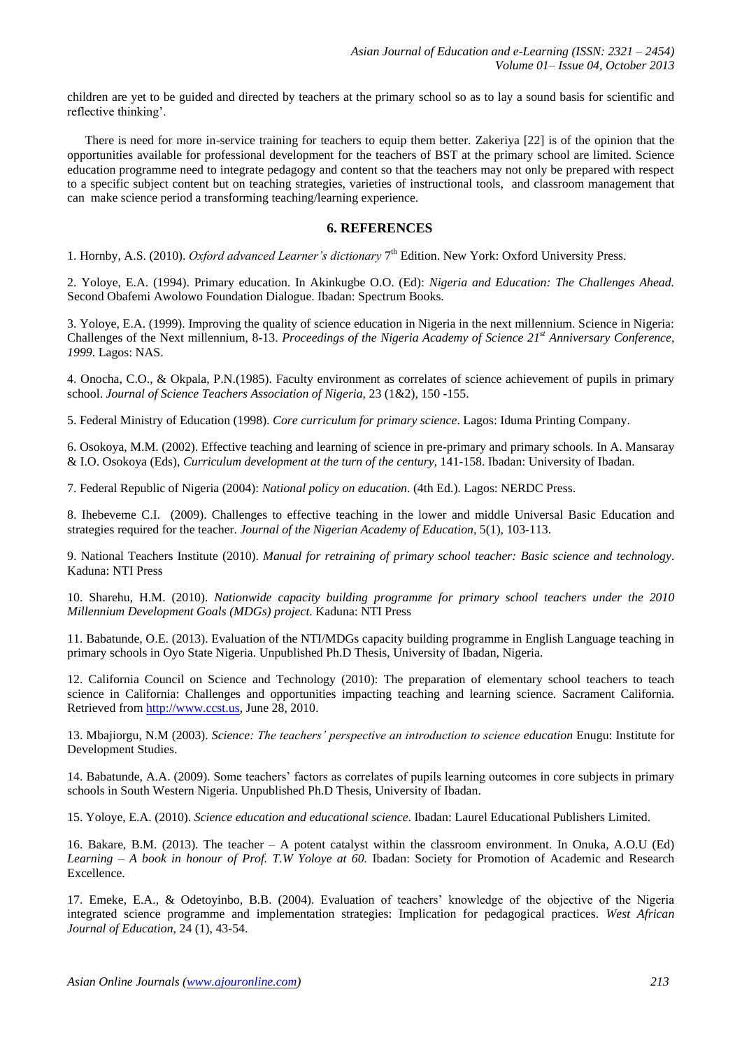children are yet to be guided and directed by teachers at the primary school so as to lay a sound basis for scientific and reflective thinking'.

There is need for more in-service training for teachers to equip them better. Zakeriya [22] is of the opinion that the opportunities available for professional development for the teachers of BST at the primary school are limited. Science education programme need to integrate pedagogy and content so that the teachers may not only be prepared with respect to a specific subject content but on teaching strategies, varieties of instructional tools, and classroom management that can make science period a transforming teaching/learning experience.

## 6. REFERENCES

1. Hornby, A.S. (2010). *Oxford advanced Learner's dictionary* 7th Edition. New York: Oxford University Press.

2. Yoloye, E.A. (1994). Primary education. In Akinkugbe O.O. (Ed): *Nigeria and Education: The Challenges Ahead.* Second Obafemi Awolowo Foundation Dialogue. Ibadan: Spectrum Books.

3. Yoloye, E.A. (1999). Improving the quality of science education in Nigeria in the next millennium. Science in Nigeria: Challenges of the Next millennium, 8-13. *Proceedings of the Nigeria Academy of Science 21st Anniversary Conference, 1999*. Lagos: NAS.

4. Onocha, C.O., & Okpala, P.N.(1985). Faculty environment as correlates of science achievement of pupils in primary school. *Journal of Science Teachers Association of Nigeria,* 23 (1&2), 150 -155.

5. Federal Ministry of Education (1998). *Core curriculum for primary science*. Lagos: Iduma Printing Company.

6. Osokoya, M.M. (2002). Effective teaching and learning of science in pre-primary and primary schools. In A. Mansaray & I.O. Osokoya (Eds), *Curriculum development at the turn of the century,* 141-158. Ibadan: University of Ibadan.

7. Federal Republic of Nigeria (2004): *National policy on education*. (4th Ed.). Lagos: NERDC Press.

8. Ihebeveme C.I. (2009). Challenges to effective teaching in the lower and middle Universal Basic Education and strategies required for the teacher. *Journal of the Nigerian Academy of Education,* 5(1), 103-113.

9. National Teachers Institute (2010). *Manual for retraining of primary school teacher: Basic science and technology*. Kaduna: NTI Press

10. Sharehu, H.M. (2010). *Nationwide capacity building programme for primary school teachers under the 2010 Millennium Development Goals (MDGs) project*. Kaduna: NTI Press

11. Babatunde, O.E. (2013). Evaluation of the NTI/MDGs capacity building programme in English Language teaching in primary schools in Oyo State Nigeria. Unpublished Ph.D Thesis, University of Ibadan, Nigeria.

12. California Council on Science and Technology (2010): The preparation of elementary school teachers to teach science in California: Challenges and opportunities impacting teaching and learning science. Sacrament California. Retrieved from http://www.ccst.us, June 28, 2010.

13. Mbajiorgu, N.M (2003). *Science: The teachers' perspective an introduction to science education* Enugu: Institute for Development Studies.

14. Babatunde, A.A. (2009). Some teachers' factors as correlates of pupils learning outcomes in core subjects in primary schools in South Western Nigeria. Unpublished Ph.D Thesis, University of Ibadan.

15. Yoloye, E.A. (2010). *Science education and educational science*. Ibadan: Laurel Educational Publishers Limited.

16. Bakare, B.M. (2013). The teacher – A potent catalyst within the classroom environment. In Onuka, A.O.U (Ed) *Learning – A book in honour of Prof. T.W Yoloye at 60.* Ibadan: Society for Promotion of Academic and Research Excellence.

17. Emeke, E.A., & Odetoyinbo, B.B. (2004). Evaluation of teachers' knowledge of the objective of the Nigeria integrated science programme and implementation strategies: Implication for pedagogical practices. *West African Journal of Education*, 24 (1), 43-54.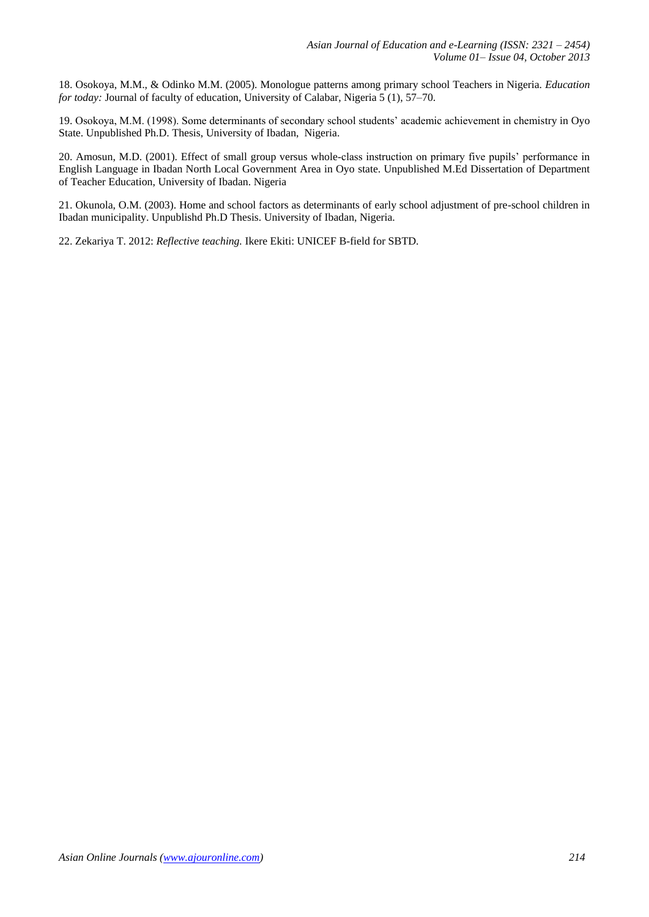18. Osokoya, M.M., & Odinko M.M. (2005). Monologue patterns among primary school Teachers in Nigeria. *Education for today:* Journal of faculty of education, University of Calabar, Nigeria 5 (1), 57–70.

19. Osokoya, M.M. (1998). Some determinants of secondary school students' academic achievement in chemistry in Oyo State. Unpublished Ph.D. Thesis, University of Ibadan, Nigeria.

20. Amosun, M.D. (2001). Effect of small group versus whole-class instruction on primary five pupils' performance in English Language in Ibadan North Local Government Area in Oyo state. Unpublished M.Ed Dissertation of Department of Teacher Education, University of Ibadan. Nigeria

21. Okunola, O.M. (2003). Home and school factors as determinants of early school adjustment of pre-school children in Ibadan municipality. Unpublishd Ph.D Thesis. University of Ibadan, Nigeria.

22. Zekariya T. 2012: *Reflective teaching.* Ikere Ekiti: UNICEF B-field for SBTD.